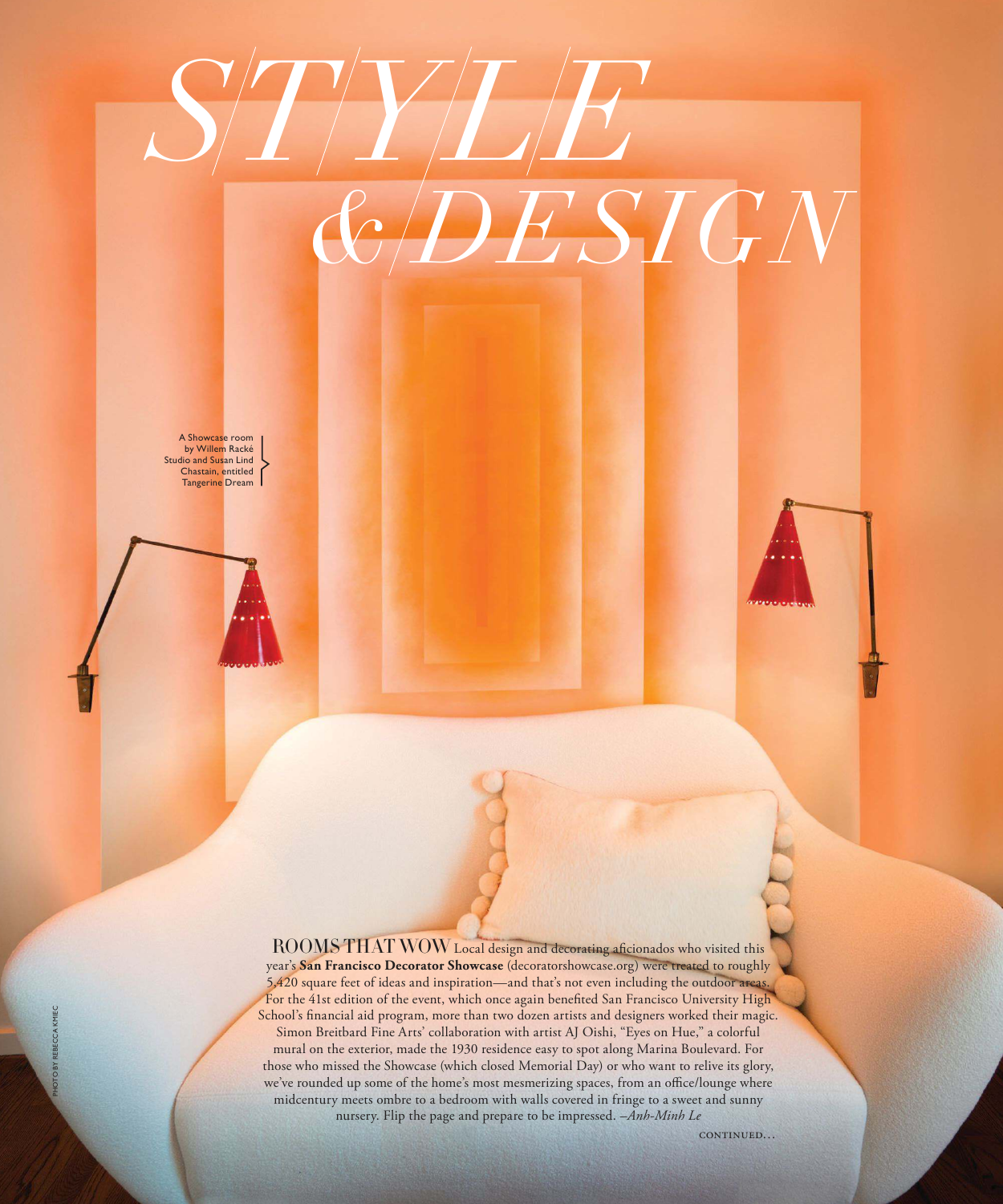# *STYLE & DESIGN*

A Showcase room by Willem Racké Studio and Susan Lind Chastain, entitled Tangerine Dream

ROOMS THAT WOW Local design and decorating aficionados who visited this year's **San Francisco Decorator Showcase** (decoratorshowcase.org) were treated to roughly 5,420 square feet of ideas and inspiration—and that's not even including the outdoor areas. For the 41st edition of the event, which once again benefited San Francisco University High School's financial aid program, more than two dozen artists and designers worked their magic. Simon Breitbard Fine Arts' collaboration with artist AJ Oishi, "Eyes on Hue," a colorful mural on the exterior, made the 1930 residence easy to spot along Marina Boulevard. For those who missed the Showcase (which closed Memorial Day) or who want to relive its glory, we've rounded up some of the home's most mesmerizing spaces, from an office/lounge where midcentury meets ombre to a bedroom with walls covered in fringe to a sweet and sunny nursery. Flip the page and prepare to be impressed. *–Anh-Minh Le*

CONTINUED...

PHOTO BY REBECCA KMIEC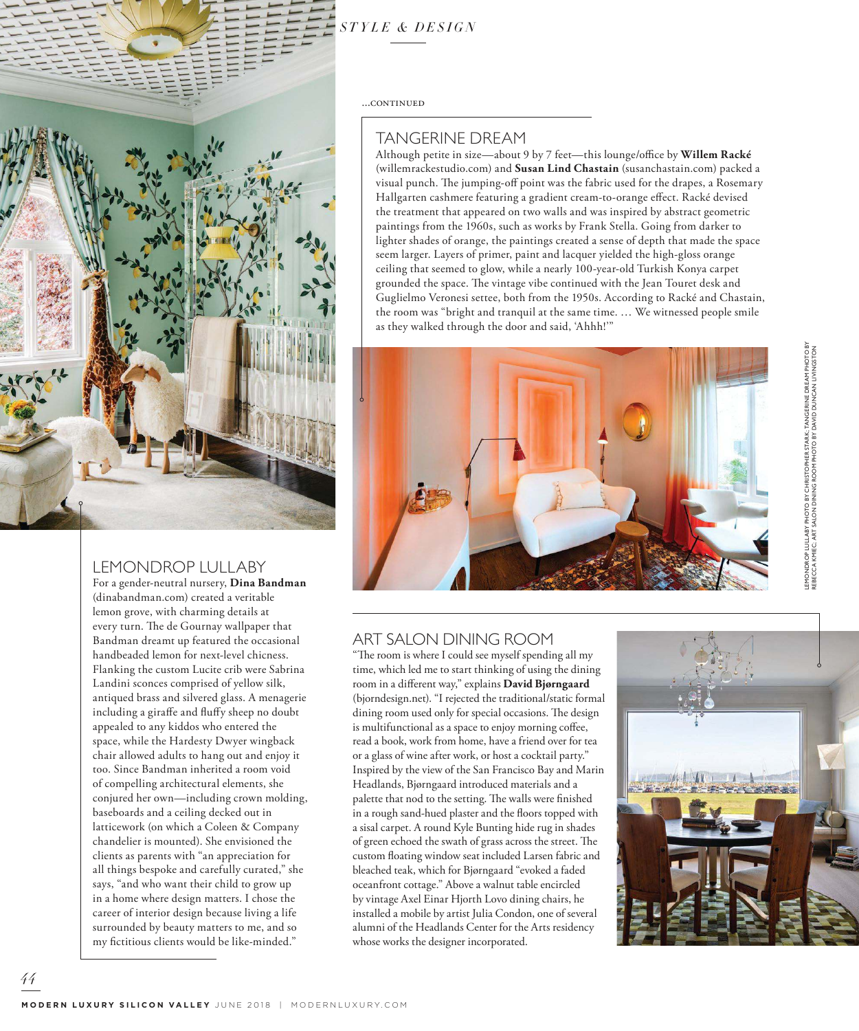...CONTINUED

## TANGERINE DREAM

Although petite in size—about 9 by 7 feet—this lounge/office by **Willem Racké** (willemrackestudio.com) and **Susan Lind Chastain** (susanchastain.com) packed a visual punch. The jumping-off point was the fabric used for the drapes, a Rosemary Hallgarten cashmere featuring a gradient cream-to-orange effect. Racké devised the treatment that appeared on two walls and was inspired by abstract geometric paintings from the 1960s, such as works by Frank Stella. Going from darker to lighter shades of orange, the paintings created a sense of depth that made the space seem larger. Layers of primer, paint and lacquer yielded the high-gloss orange ceiling that seemed to glow, while a nearly 100-year-old Turkish Konya carpet grounded the space. The vintage vibe continued with the Jean Touret desk and Guglielmo Veronesi settee, both from the 1950s. According to Racké and Chastain, the room was "bright and tranquil at the same time. … We witnessed people smile as they walked through the door and said, 'Ahhh!'"

LEMONDROP LULLABY PHOTO BY CHRISTOPHER STARK; TANGERINE DREAM PHOTO BY REBECCA KMIEC; ART SALON DINING ROOM PHOTO BY DAVID DUNCAN LIVINGSTON

## LEMONDROP LULLABY

For a gender-neutral nursery, **Dina Bandman** (dinabandman.com) created a veritable lemon grove, with charming details at every turn. The de Gournay wallpaper that Bandman dreamt up featured the occasional handbeaded lemon for next-level chicness. Flanking the custom Lucite crib were Sabrina Landini sconces comprised of yellow silk, antiqued brass and silvered glass. A menagerie including a giraffe and fluffy sheep no doubt appealed to any kiddos who entered the space, while the Hardesty Dwyer wingback chair allowed adults to hang out and enjoy it too. Since Bandman inherited a room void of compelling architectural elements, she conjured her own—including crown molding, baseboards and a ceiling decked out in latticework (on which a Coleen & Company chandelier is mounted). She envisioned the clients as parents with "an appreciation for all things bespoke and carefully curated," she says, "and who want their child to grow up in a home where design matters. I chose the career of interior design because living a life surrounded by beauty matters to me, and so my fictitious clients would be like-minded."

## ART SALON DINING ROOM

"The room is where I could see myself spending all my time, which led me to start thinking of using the dining room in a different way," explains **David Bjørngaard** (bjorndesign.net). "I rejected the traditional/static formal dining room used only for special occasions. The design is multifunctional as a space to enjoy morning coffee, read a book, work from home, have a friend over for tea or a glass of wine after work, or host a cocktail party." Inspired by the view of the San Francisco Bay and Marin Headlands, Bjørngaard introduced materials and a palette that nod to the setting. The walls were finished in a rough sand-hued plaster and the floors topped with a sisal carpet. A round Kyle Bunting hide rug in shades of green echoed the swath of grass across the street. The custom floating window seat included Larsen fabric and bleached teak, which for Bjørngaard "evoked a faded oceanfront cottage." Above a walnut table encircled by vintage Axel Einar Hjorth Lovo dining chairs, he installed a mobile by artist Julia Condon, one of several alumni of the Headlands Center for the Arts residency whose works the designer incorporated.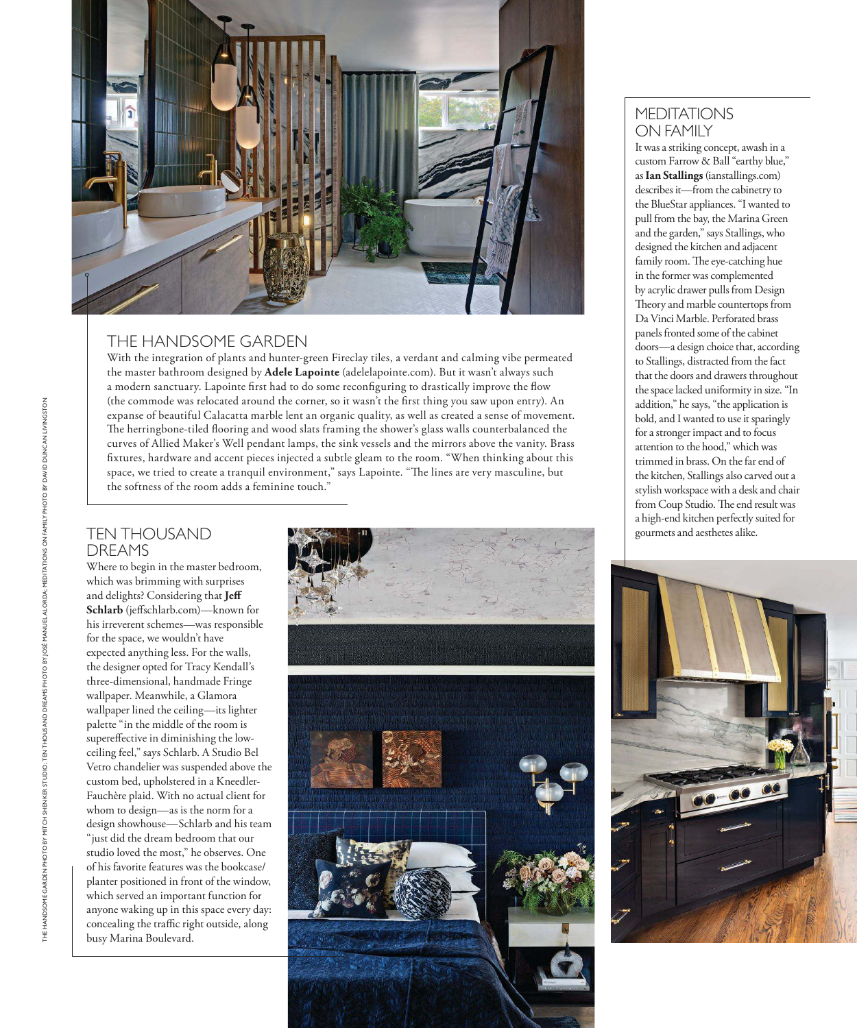## THE HANDSOME GARDEN

With the integration of plants and hunter-green Fireclay tiles, a verdant and calming vibe permeated the master bathroom designed by **Adele Lapointe** (adelelapointe.com). But it wasn't always such a modern sanctuary. Lapointe first had to do some reconfiguring to drastically improve the flow (the commode was relocated around the corner, so it wasn't the first thing you saw upon entry). An expanse of beautiful Calacatta marble lent an organic quality, as well as created a sense of movement. The herringbone-tiled flooring and wood slats framing the shower's glass walls counterbalanced the curves of Allied Maker's Well pendant lamps, the sink vessels and the mirrors above the vanity. Brass fixtures, hardware and accent pieces injected a subtle gleam to the room. "When thinking about this space, we tried to create a tranquil environment," says Lapointe. "The lines are very masculine, but the softness of the room adds a feminine touch."

## TEN THOUSAND DREAMS

Where to begin in the master bedroom, which was brimming with surprises and delights? Considering that **Jeff Schlarb** (jeffschlarb.com)—known for his irreverent schemes—was responsible for the space, we wouldn't have expected anything less. For the walls, the designer opted for Tracy Kendall's three-dimensional, handmade Fringe wallpaper. Meanwhile, a Glamora wallpaper lined the ceiling—its lighter palette "in the middle of the room is supereffective in diminishing the low-ceiling feel," says Schlarb. A Studio Bel Vetro chandelier was suspended above the custom bed, upholstered in a Kneedler-Fauchère plaid. With no actual client for whom to design—as is the norm for a design showhouse—Schlarb and his team "just did the dream bedroom that our studio loved the most," he observes. One of his favorite features was the bookcase/planter positioned in front of the window, which served an important function for anyone waking up in this space every day: concealing the traffic right outside, along busy Marina Boulevard.

## MEDITATIONS ON FAMILY

It was a striking concept, awash in a custom Farrow & Ball "earthy blue," as **Ian Stallings** (ianstallings.com) describes it—from the cabinetry to the BlueStar appliances. "I wanted to pull from the bay, the Marina Green and the garden," says Stallings, who designed the kitchen and adjacent family room. The eye-catching hue in the former was complemented by acrylic drawer pulls from Design Theory and marble countertops from Da Vinci Marble. Perforated brass panels fronted some of the cabinet doors—a design choice that, according to Stallings, distracted from the fact that the doors and drawers throughout the space lacked uniformity in size. "In addition," he says, "the application is bold, and I wanted to use it sparingly for a stronger impact and to focus attention to the hood," which was trimmed in brass. On the far end of the kitchen, Stallings also carved out a stylish workspace with a desk and chair from Coup Studio. The end result was a high-end kitchen perfectly suited for gourmets and aesthetes alike.

THE HANDSOME GARDEN PHOTO BY MITCH SHENKER STUDIO; TEN THOUSAND DREAMS PHOTO BY JOSÉ MANUEL ALORDA; MEDITATIONS ON FAMILY PHOTO BY DAVID DUNCAN LIVINGSTON